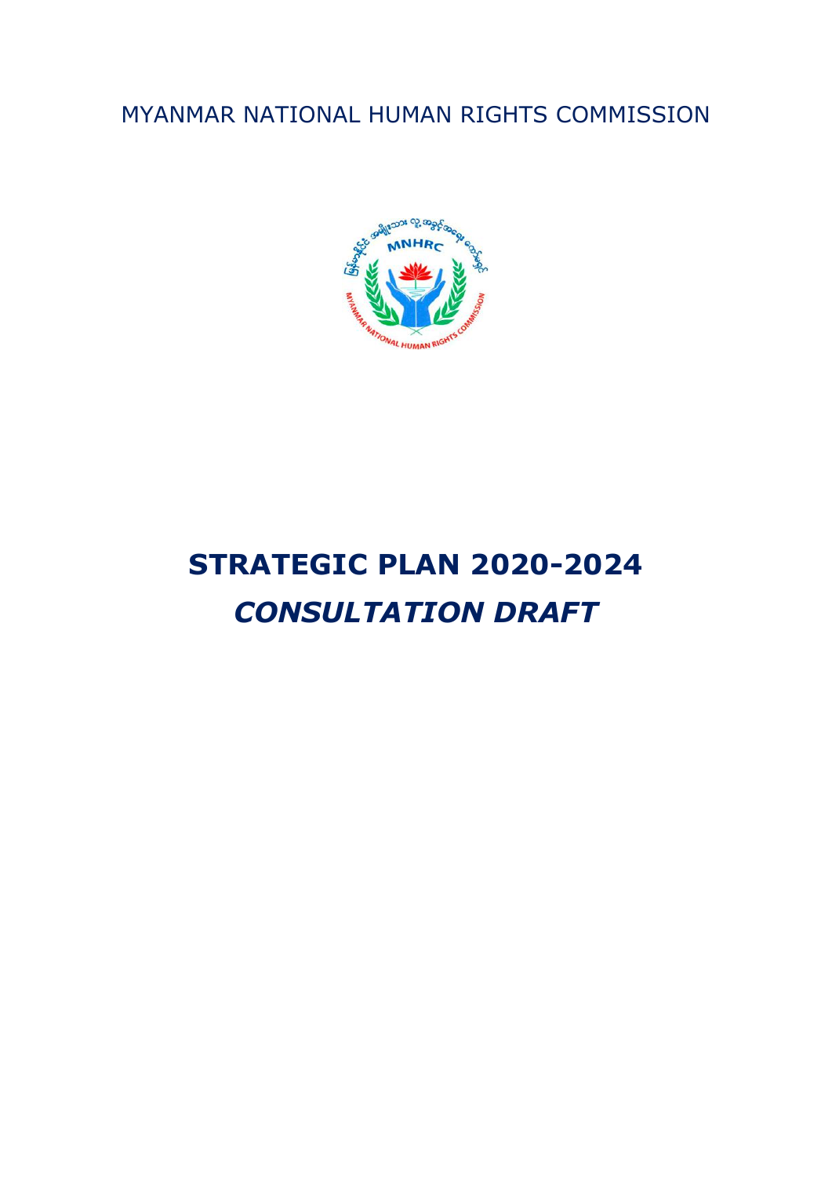MYANMAR NATIONAL HUMAN RIGHTS COMMISSION

# STRATEGIC PLAN 2020-2024

## *CONSULTATION DRAFT*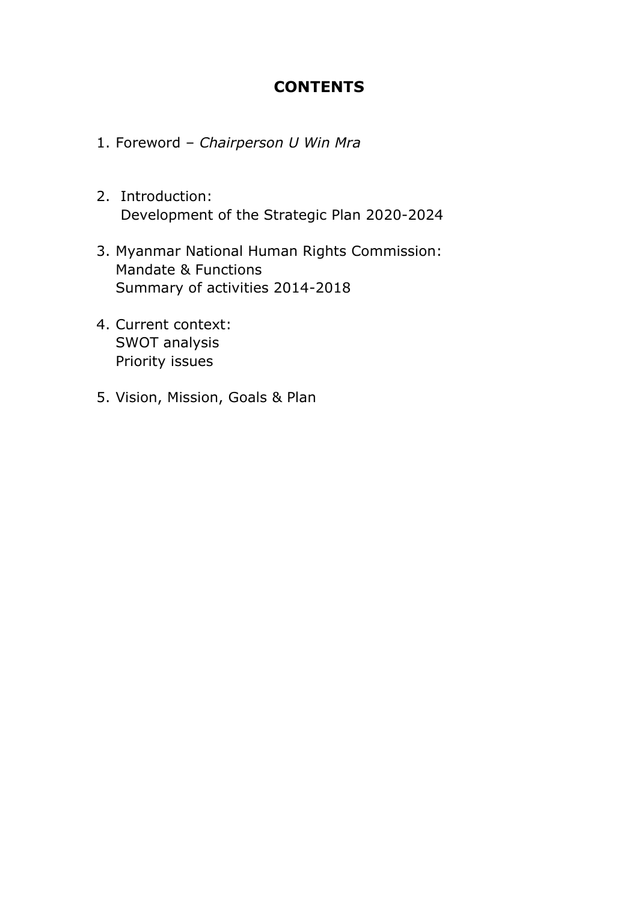# CONTENTS

1. Foreword – *Chairperson U Win Mra*

2. Introduction:
   Development of the Strategic Plan 2020-2024

3. Myanmar National Human Rights Commission:
   Mandate & Functions
   Summary of activities 2014-2018

4. Current context:
   SWOT analysis
   Priority issues

5. Vision, Mission, Goals & Plan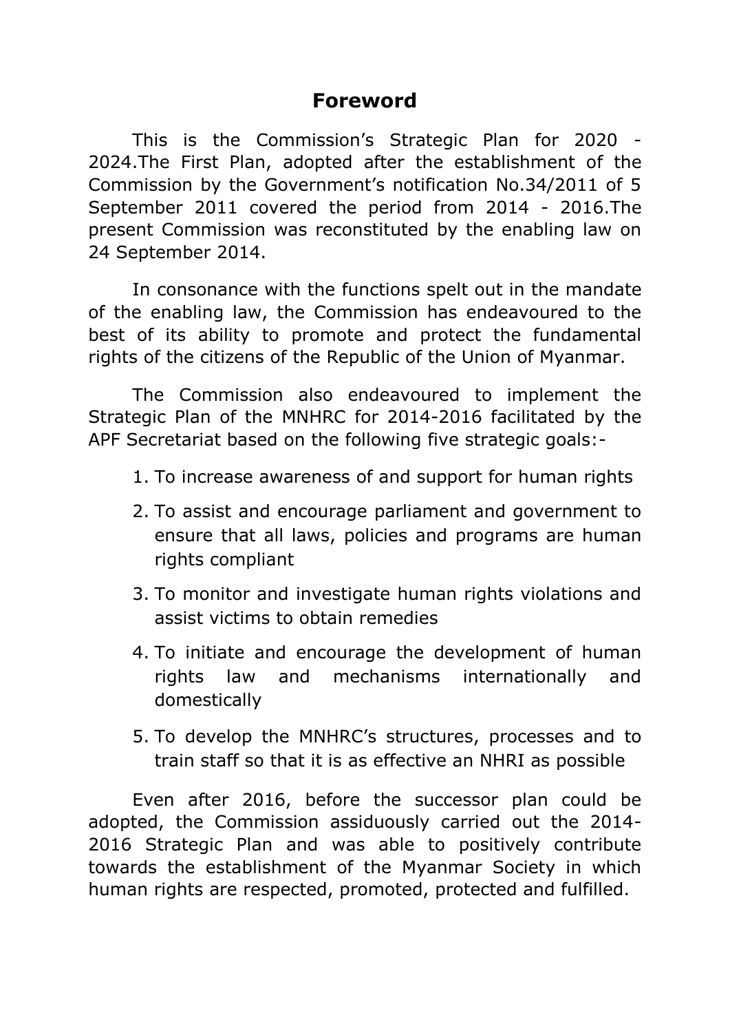# Foreword

This is the Commission's Strategic Plan for 2020 - 2024.The First Plan, adopted after the establishment of the Commission by the Government's notification No.34/2011 of 5 September 2011 covered the period from 2014 - 2016.The present Commission was reconstituted by the enabling law on 24 September 2014.

In consonance with the functions spelt out in the mandate of the enabling law, the Commission has endeavoured to the best of its ability to promote and protect the fundamental rights of the citizens of the Republic of the Union of Myanmar.

The Commission also endeavoured to implement the Strategic Plan of the MNHRC for 2014-2016 facilitated by the APF Secretariat based on the following five strategic goals:-

1. To increase awareness of and support for human rights
2. To assist and encourage parliament and government to ensure that all laws, policies and programs are human rights compliant
3. To monitor and investigate human rights violations and assist victims to obtain remedies
4. To initiate and encourage the development of human rights law and mechanisms internationally and domestically
5. To develop the MNHRC's structures, processes and to train staff so that it is as effective an NHRI as possible

Even after 2016, before the successor plan could be adopted, the Commission assiduously carried out the 2014-2016 Strategic Plan and was able to positively contribute towards the establishment of the Myanmar Society in which human rights are respected, promoted, protected and fulfilled.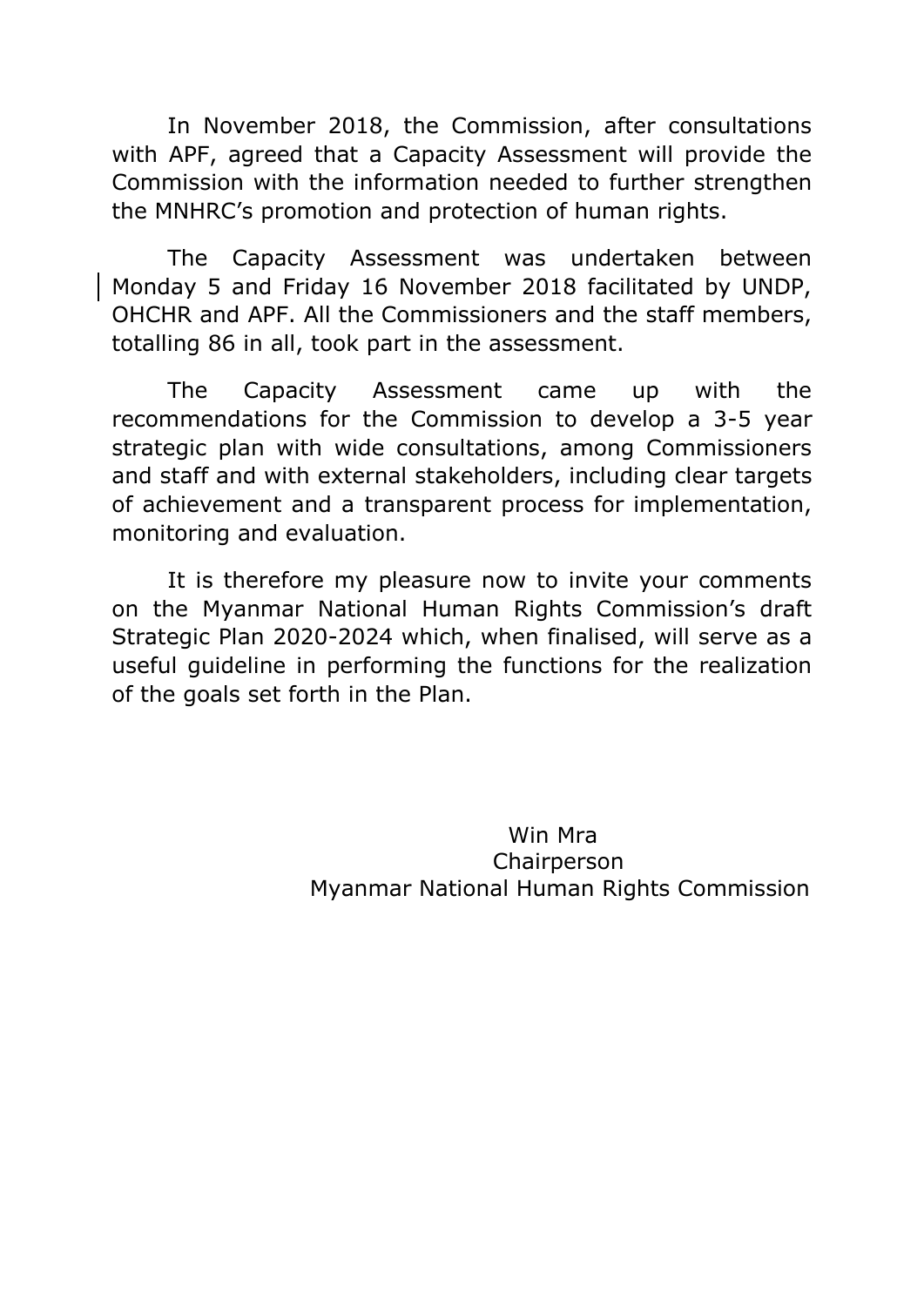In November 2018, the Commission, after consultations with APF, agreed that a Capacity Assessment will provide the Commission with the information needed to further strengthen the MNHRC's promotion and protection of human rights.

The Capacity Assessment was undertaken between Monday 5 and Friday 16 November 2018 facilitated by UNDP, OHCHR and APF. All the Commissioners and the staff members, totalling 86 in all, took part in the assessment.

The Capacity Assessment came up with the recommendations for the Commission to develop a 3-5 year strategic plan with wide consultations, among Commissioners and staff and with external stakeholders, including clear targets of achievement and a transparent process for implementation, monitoring and evaluation.

It is therefore my pleasure now to invite your comments on the Myanmar National Human Rights Commission's draft Strategic Plan 2020-2024 which, when finalised, will serve as a useful guideline in performing the functions for the realization of the goals set forth in the Plan.

Win Mra
Chairperson
Myanmar National Human Rights Commission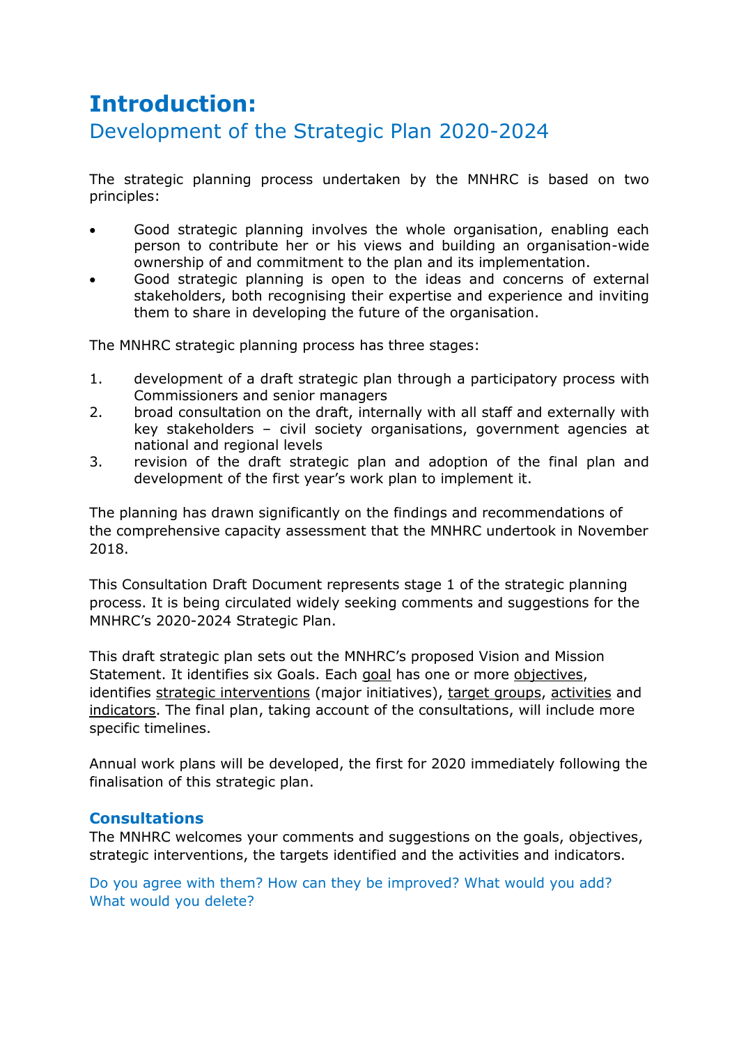# Introduction:

## Development of the Strategic Plan 2020-2024

The strategic planning process undertaken by the MNHRC is based on two principles:

- Good strategic planning involves the whole organisation, enabling each person to contribute her or his views and building an organisation-wide ownership of and commitment to the plan and its implementation.
- Good strategic planning is open to the ideas and concerns of external stakeholders, both recognising their expertise and experience and inviting them to share in developing the future of the organisation.

The MNHRC strategic planning process has three stages:

1. development of a draft strategic plan through a participatory process with Commissioners and senior managers
2. broad consultation on the draft, internally with all staff and externally with key stakeholders – civil society organisations, government agencies at national and regional levels
3. revision of the draft strategic plan and adoption of the final plan and development of the first year's work plan to implement it.

The planning has drawn significantly on the findings and recommendations of the comprehensive capacity assessment that the MNHRC undertook in November 2018.

This Consultation Draft Document represents stage 1 of the strategic planning process. It is being circulated widely seeking comments and suggestions for the MNHRC's 2020-2024 Strategic Plan.

This draft strategic plan sets out the MNHRC's proposed Vision and Mission Statement. It identifies six Goals. Each goal has one or more objectives, identifies strategic interventions (major initiatives), target groups, activities and indicators. The final plan, taking account of the consultations, will include more specific timelines.

Annual work plans will be developed, the first for 2020 immediately following the finalisation of this strategic plan.

### Consultations

The MNHRC welcomes your comments and suggestions on the goals, objectives, strategic interventions, the targets identified and the activities and indicators.

Do you agree with them? How can they be improved? What would you add? What would you delete?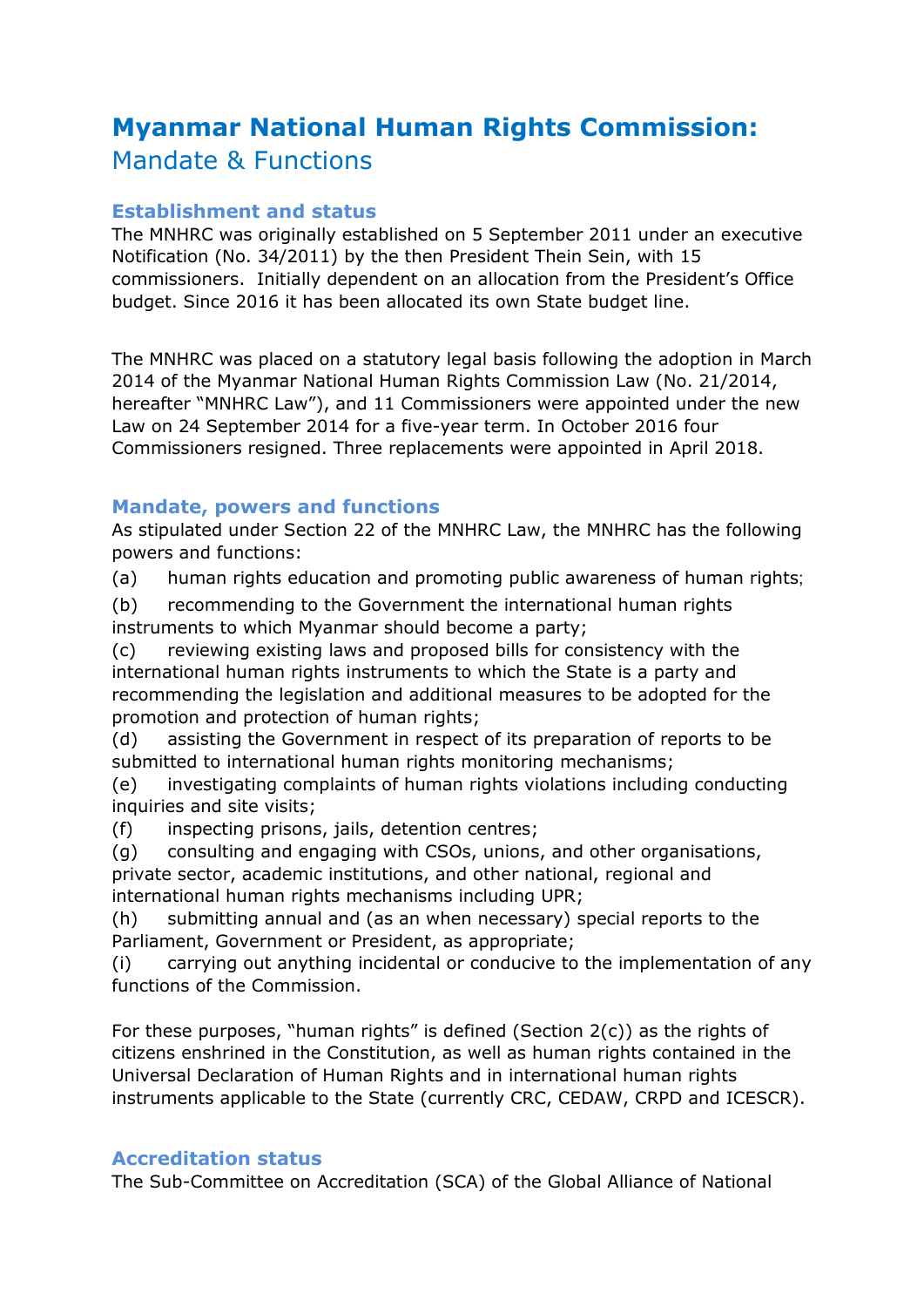# Myanmar National Human Rights Commission: Mandate & Functions

### Establishment and status

The MNHRC was originally established on 5 September 2011 under an executive Notification (No. 34/2011) by the then President Thein Sein, with 15 commissioners. Initially dependent on an allocation from the President's Office budget. Since 2016 it has been allocated its own State budget line.

The MNHRC was placed on a statutory legal basis following the adoption in March 2014 of the Myanmar National Human Rights Commission Law (No. 21/2014, hereafter "MNHRC Law"), and 11 Commissioners were appointed under the new Law on 24 September 2014 for a five-year term. In October 2016 four Commissioners resigned. Three replacements were appointed in April 2018.

### Mandate, powers and functions

As stipulated under Section 22 of the MNHRC Law, the MNHRC has the following powers and functions:

(a) human rights education and promoting public awareness of human rights;

(b) recommending to the Government the international human rights instruments to which Myanmar should become a party;

(c) reviewing existing laws and proposed bills for consistency with the international human rights instruments to which the State is a party and recommending the legislation and additional measures to be adopted for the promotion and protection of human rights;

(d) assisting the Government in respect of its preparation of reports to be submitted to international human rights monitoring mechanisms;

(e) investigating complaints of human rights violations including conducting inquiries and site visits;

(f) inspecting prisons, jails, detention centres;

(g) consulting and engaging with CSOs, unions, and other organisations, private sector, academic institutions, and other national, regional and international human rights mechanisms including UPR;

(h) submitting annual and (as an when necessary) special reports to the Parliament, Government or President, as appropriate;

(i) carrying out anything incidental or conducive to the implementation of any functions of the Commission.

For these purposes, "human rights" is defined (Section 2(c)) as the rights of citizens enshrined in the Constitution, as well as human rights contained in the Universal Declaration of Human Rights and in international human rights instruments applicable to the State (currently CRC, CEDAW, CRPD and ICESCR).

### Accreditation status

The Sub-Committee on Accreditation (SCA) of the Global Alliance of National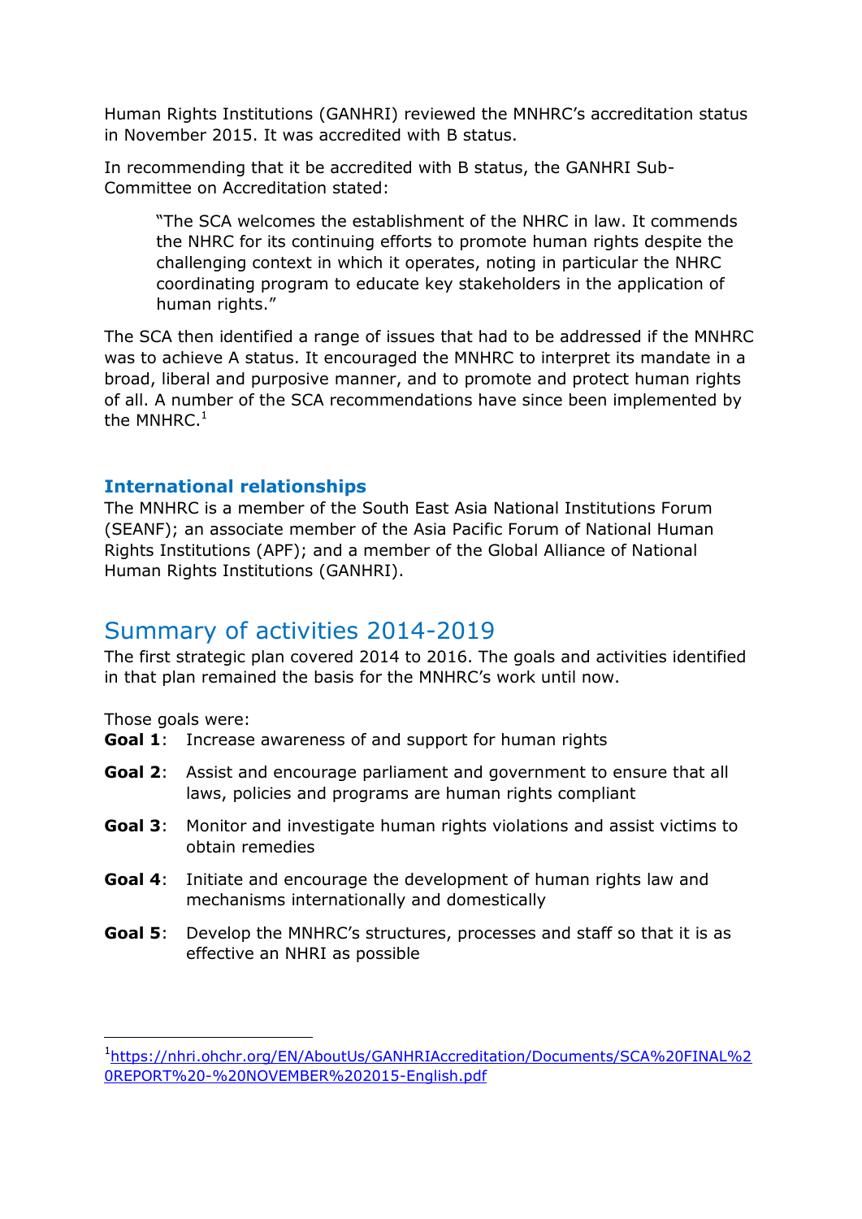Human Rights Institutions (GANHRI) reviewed the MNHRC's accreditation status in November 2015. It was accredited with B status.

In recommending that it be accredited with B status, the GANHRI Sub-Committee on Accreditation stated:

> "The SCA welcomes the establishment of the NHRC in law. It commends the NHRC for its continuing efforts to promote human rights despite the challenging context in which it operates, noting in particular the NHRC coordinating program to educate key stakeholders in the application of human rights."

The SCA then identified a range of issues that had to be addressed if the MNHRC was to achieve A status. It encouraged the MNHRC to interpret its mandate in a broad, liberal and purposive manner, and to promote and protect human rights of all. A number of the SCA recommendations have since been implemented by the MNHRC.[1]

### International relationships

The MNHRC is a member of the South East Asia National Institutions Forum (SEANF); an associate member of the Asia Pacific Forum of National Human Rights Institutions (APF); and a member of the Global Alliance of National Human Rights Institutions (GANHRI).

## Summary of activities 2014-2019

The first strategic plan covered 2014 to 2016. The goals and activities identified in that plan remained the basis for the MNHRC's work until now.

Those goals were:

**Goal 1**: Increase awareness of and support for human rights

**Goal 2**: Assist and encourage parliament and government to ensure that all laws, policies and programs are human rights compliant

**Goal 3**: Monitor and investigate human rights violations and assist victims to obtain remedies

**Goal 4**: Initiate and encourage the development of human rights law and mechanisms internationally and domestically

**Goal 5**: Develop the MNHRC's structures, processes and staff so that it is as effective an NHRI as possible

---

[1] https://nhri.ohchr.org/EN/AboutUs/GANHRIAccreditation/Documents/SCA%20FINAL%20REPORT%20-%20NOVEMBER%202015-English.pdf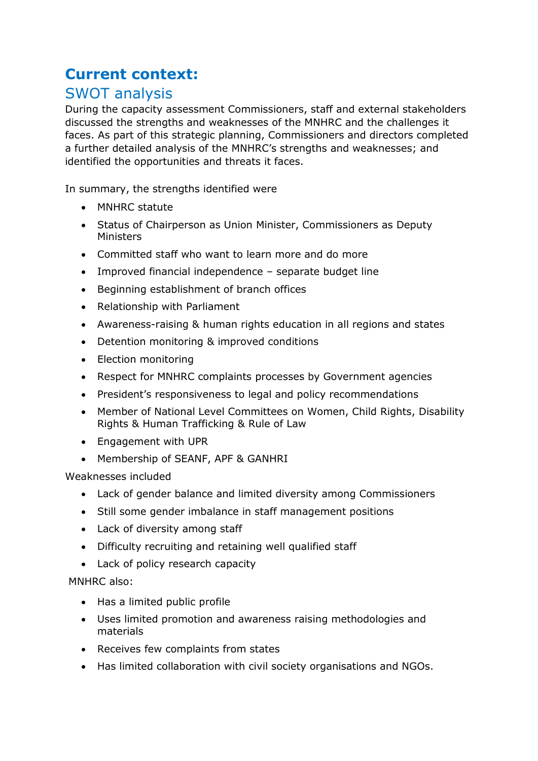# Current context:

## SWOT analysis

During the capacity assessment Commissioners, staff and external stakeholders discussed the strengths and weaknesses of the MNHRC and the challenges it faces. As part of this strategic planning, Commissioners and directors completed a further detailed analysis of the MNHRC's strengths and weaknesses; and identified the opportunities and threats it faces.

In summary, the strengths identified were

- MNHRC statute
- Status of Chairperson as Union Minister, Commissioners as Deputy Ministers
- Committed staff who want to learn more and do more
- Improved financial independence – separate budget line
- Beginning establishment of branch offices
- Relationship with Parliament
- Awareness-raising & human rights education in all regions and states
- Detention monitoring & improved conditions
- Election monitoring
- Respect for MNHRC complaints processes by Government agencies
- President's responsiveness to legal and policy recommendations
- Member of National Level Committees on Women, Child Rights, Disability Rights & Human Trafficking & Rule of Law
- Engagement with UPR
- Membership of SEANF, APF & GANHRI

Weaknesses included

- Lack of gender balance and limited diversity among Commissioners
- Still some gender imbalance in staff management positions
- Lack of diversity among staff
- Difficulty recruiting and retaining well qualified staff
- Lack of policy research capacity

MNHRC also:

- Has a limited public profile
- Uses limited promotion and awareness raising methodologies and materials
- Receives few complaints from states
- Has limited collaboration with civil society organisations and NGOs.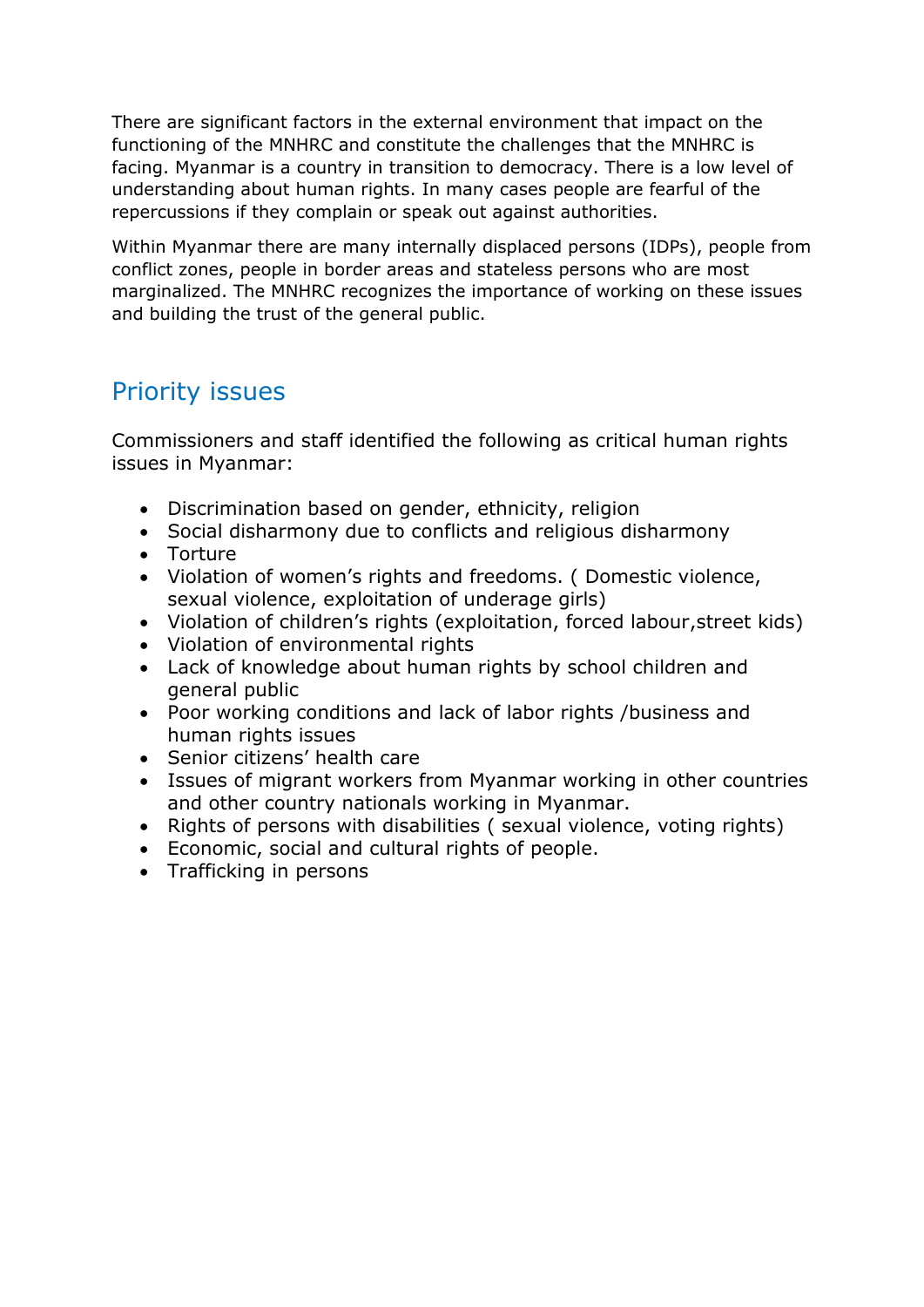There are significant factors in the external environment that impact on the functioning of the MNHRC and constitute the challenges that the MNHRC is facing. Myanmar is a country in transition to democracy. There is a low level of understanding about human rights. In many cases people are fearful of the repercussions if they complain or speak out against authorities.

Within Myanmar there are many internally displaced persons (IDPs), people from conflict zones, people in border areas and stateless persons who are most marginalized. The MNHRC recognizes the importance of working on these issues and building the trust of the general public.

## Priority issues

Commissioners and staff identified the following as critical human rights issues in Myanmar:

- Discrimination based on gender, ethnicity, religion
- Social disharmony due to conflicts and religious disharmony
- Torture
- Violation of women's rights and freedoms. ( Domestic violence, sexual violence, exploitation of underage girls)
- Violation of children's rights (exploitation, forced labour,street kids)
- Violation of environmental rights
- Lack of knowledge about human rights by school children and general public
- Poor working conditions and lack of labor rights /business and human rights issues
- Senior citizens' health care
- Issues of migrant workers from Myanmar working in other countries and other country nationals working in Myanmar.
- Rights of persons with disabilities ( sexual violence, voting rights)
- Economic, social and cultural rights of people.
- Trafficking in persons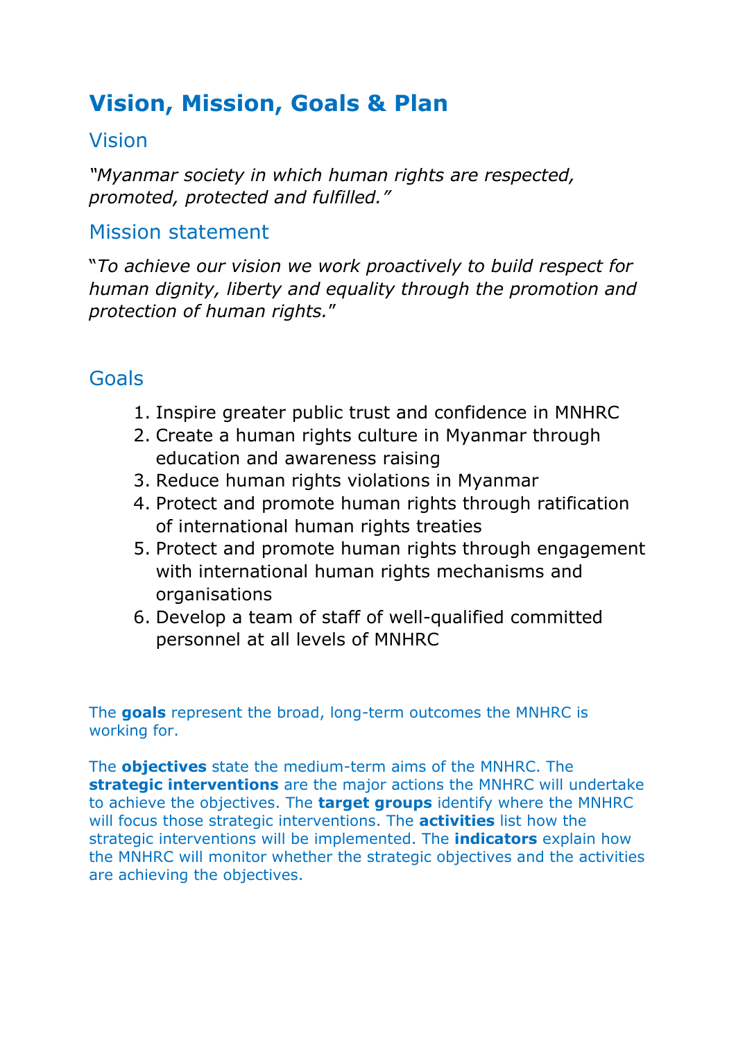# Vision, Mission, Goals & Plan

## Vision

*"Myanmar society in which human rights are respected, promoted, protected and fulfilled."*

## Mission statement

"*To achieve our vision we work proactively to build respect for human dignity, liberty and equality through the promotion and protection of human rights.*"

## Goals

1. Inspire greater public trust and confidence in MNHRC
2. Create a human rights culture in Myanmar through education and awareness raising
3. Reduce human rights violations in Myanmar
4. Protect and promote human rights through ratification of international human rights treaties
5. Protect and promote human rights through engagement with international human rights mechanisms and organisations
6. Develop a team of staff of well-qualified committed personnel at all levels of MNHRC

The **goals** represent the broad, long-term outcomes the MNHRC is working for.

The **objectives** state the medium-term aims of the MNHRC. The **strategic interventions** are the major actions the MNHRC will undertake to achieve the objectives. The **target groups** identify where the MNHRC will focus those strategic interventions. The **activities** list how the strategic interventions will be implemented. The **indicators** explain how the MNHRC will monitor whether the strategic objectives and the activities are achieving the objectives.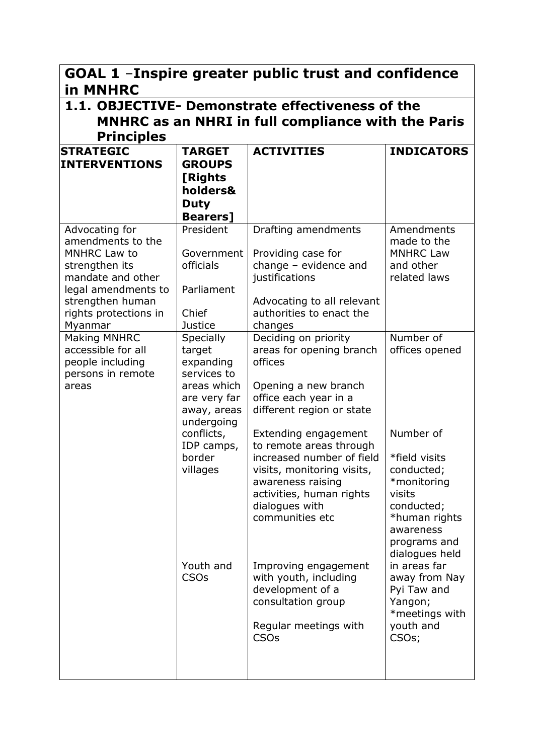## GOAL 1 –Inspire greater public trust and confidence in MNHRC

### 1.1. OBJECTIVE- Demonstrate effectiveness of the MNHRC as an NHRI in full compliance with the Paris Principles

| STRATEGIC INTERVENTIONS | TARGET GROUPS [Rights holders& Duty Bearers] | ACTIVITIES | INDICATORS |
|---|---|---|---|
| Advocating for amendments to the MNHRC Law to strengthen its mandate and other legal amendments to strengthen human rights protections in Myanmar | President<br><br>Government officials<br><br>Parliament<br><br>Chief Justice | Drafting amendments<br><br>Providing case for change – evidence and justifications<br><br>Advocating to all relevant authorities to enact the changes | Amendments made to the MNHRC Law and other related laws |
| Making MNHRC accessible for all people including persons in remote areas | Specially target expanding services to areas which are very far away, areas undergoing conflicts, IDP camps, border villages<br><br>Youth and CSOs | Deciding on priority areas for opening branch offices<br><br>Opening a new branch office each year in a different region or state<br><br>Extending engagement to remote areas through increased number of field visits, monitoring visits, awareness raising activities, human rights dialogues with communities etc<br><br>Improving engagement with youth, including development of a consultation group<br><br>Regular meetings with CSOs | Number of offices opened<br><br>Number of<br><br>*field visits conducted;<br>*monitoring visits conducted;<br>*human rights awareness programs and dialogues held in areas far away from Nay Pyi Taw and Yangon;<br>*meetings with youth and CSOs; |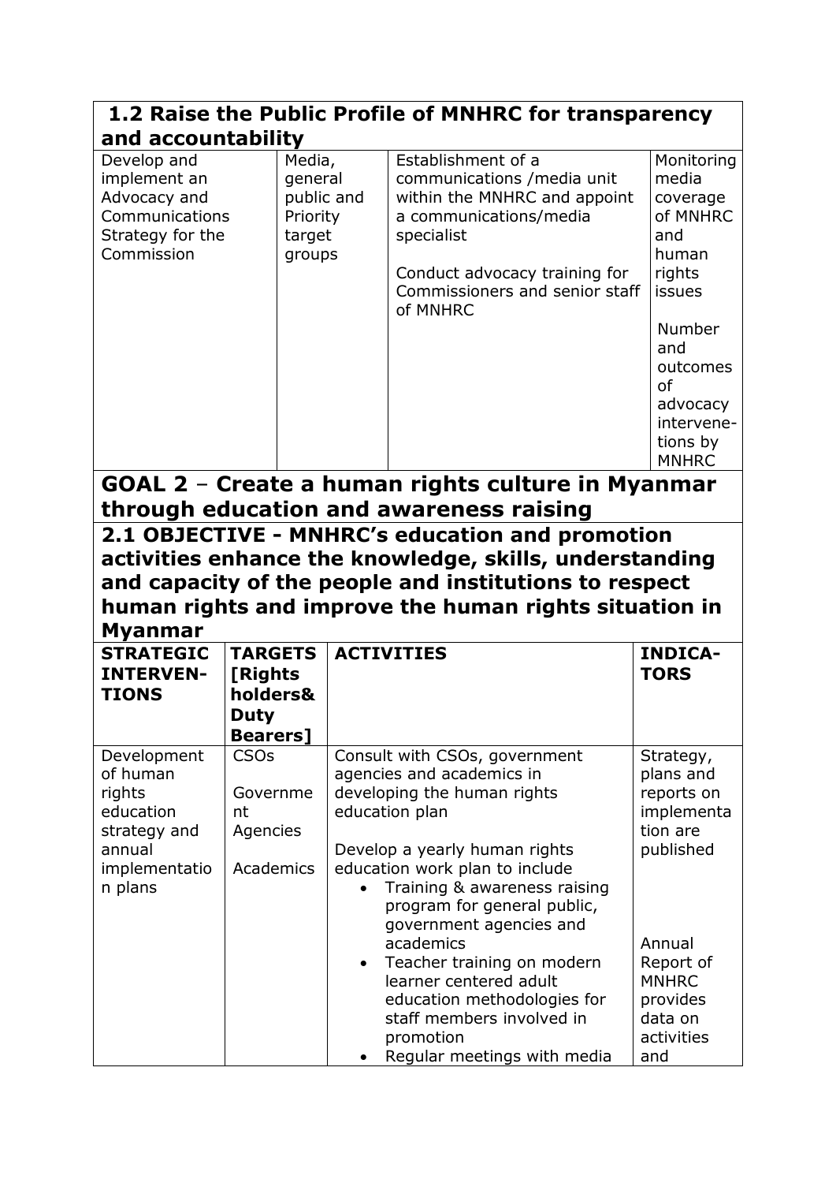| **1.2 Raise the Public Profile of MNHRC for transparency and accountability** | | | |
|---|---|---|---|
| Develop and implement an Advocacy and Communications Strategy for the Commission | Media, general public and Priority target groups | Establishment of a communications /media unit within the MNHRC and appoint a communications/media specialist<br><br>Conduct advocacy training for Commissioners and senior staff of MNHRC | Monitoring media coverage of MNHRC and human rights issues<br><br>Number and outcomes of advocacy intervene-tions by MNHRC |

## GOAL 2 – Create a human rights culture in Myanmar through education and awareness raising

### 2.1 OBJECTIVE - MNHRC's education and promotion activities enhance the knowledge, skills, understanding and capacity of the people and institutions to respect human rights and improve the human rights situation in Myanmar

| STRATEGIC INTERVEN-TIONS | TARGETS [Rights holders& Duty Bearers] | ACTIVITIES | INDICA-TORS |
|---|---|---|---|
| Development of human rights education strategy and annual implementation plans | CSOs<br><br>Government Agencies<br><br>Academics | Consult with CSOs, government agencies and academics in developing the human rights education plan<br><br>Develop a yearly human rights education work plan to include<br>• Training & awareness raising program for general public, government agencies and academics<br>• Teacher training on modern learner centered adult education methodologies for staff members involved in promotion<br>• Regular meetings with media | Strategy, plans and reports on implementation are published<br><br>Annual Report of MNHRC provides data on activities and |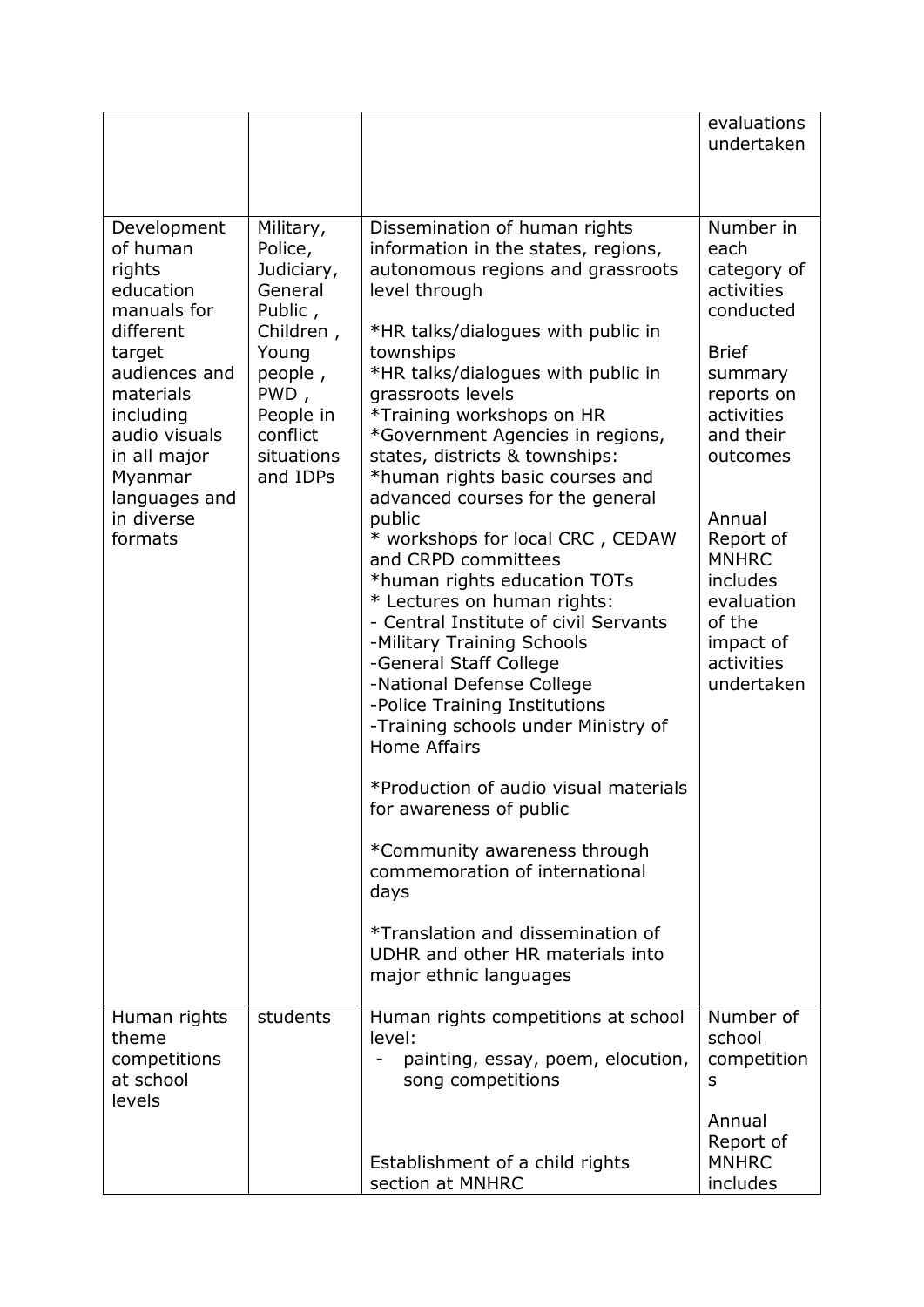| | | | evaluations undertaken |
|---|---|---|---|
| Development of human rights education manuals for different target audiences and materials including audio visuals in all major Myanmar languages and in diverse formats | Military, Police, Judiciary, General Public , Children , Young people , PWD , People in conflict situations and IDPs | Dissemination of human rights information in the states, regions, autonomous regions and grassroots level through<br><br>*HR talks/dialogues with public in townships<br>*HR talks/dialogues with public in grassroots levels<br>*Training workshops on HR<br>*Government Agencies in regions, states, districts & townships:<br>*human rights basic courses and advanced courses for the general public<br>* workshops for local CRC , CEDAW and CRPD committees<br>*human rights education TOTs<br>* Lectures on human rights:<br>- Central Institute of civil Servants<br>-Military Training Schools<br>-General Staff College<br>-National Defense College<br>-Police Training Institutions<br>-Training schools under Ministry of Home Affairs<br><br>*Production of audio visual materials for awareness of public<br><br>*Community awareness through commemoration of international days<br><br>*Translation and dissemination of UDHR and other HR materials into major ethnic languages | Number in each category of activities conducted<br><br>Brief summary reports on activities and their outcomes<br><br>Annual Report of MNHRC includes evaluation of the impact of activities undertaken |
| Human rights theme competitions at school levels | students | Human rights competitions at school level:<br>- painting, essay, poem, elocution, song competitions<br><br>Establishment of a child rights section at MNHRC | Number of school competitions<br><br>Annual Report of MNHRC includes |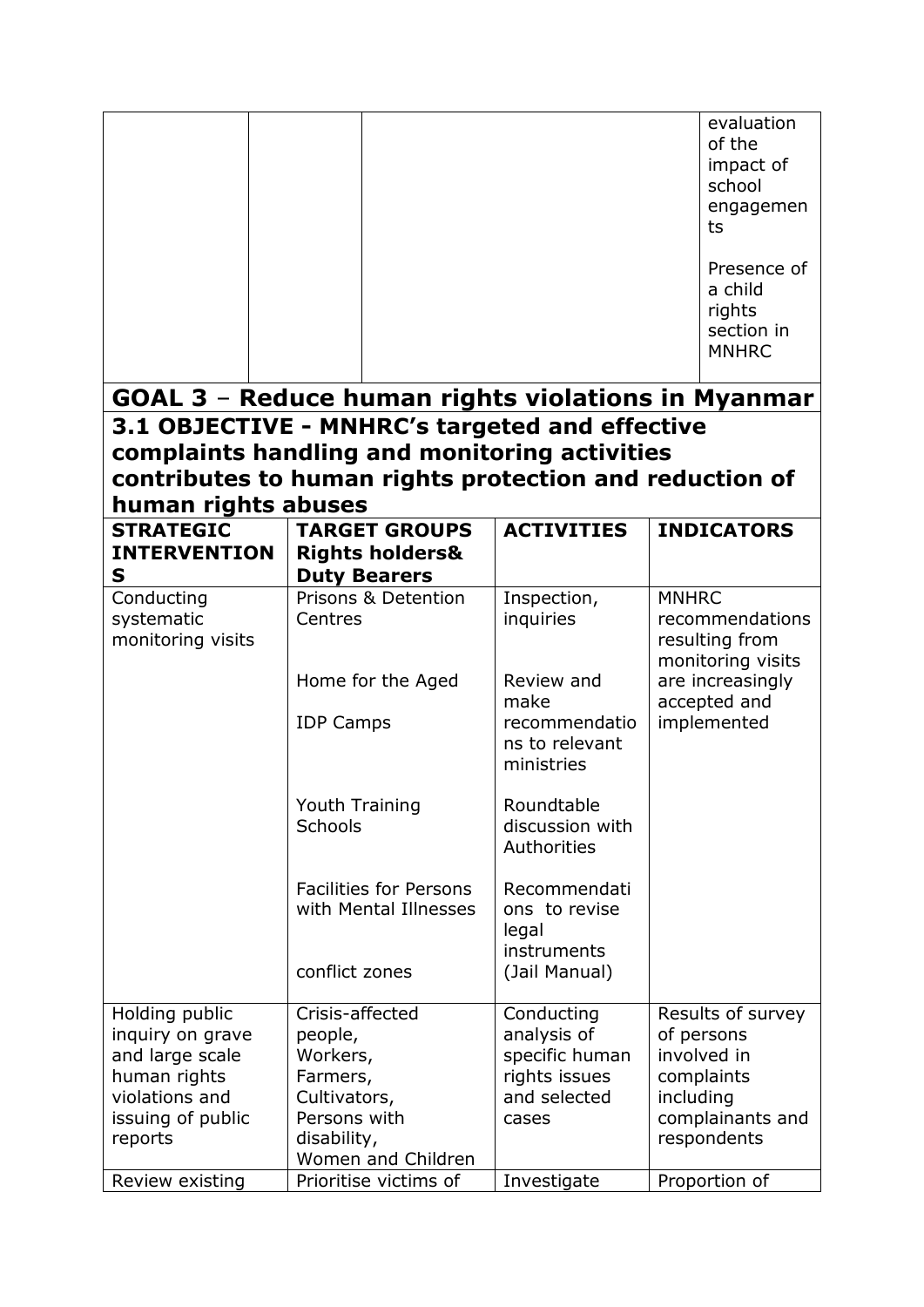| | | | evaluation of the impact of school engagements<br><br>Presence of a child rights section in MNHRC |
|---|---|---|---|

## GOAL 3 – Reduce human rights violations in Myanmar

### 3.1 OBJECTIVE - MNHRC's targeted and effective complaints handling and monitoring activities contributes to human rights protection and reduction of human rights abuses

| STRATEGIC INTERVENTIONS | TARGET GROUPS Rights holders& Duty Bearers | ACTIVITIES | INDICATORS |
|---|---|---|---|
| Conducting systematic monitoring visits | Prisons & Detention Centres<br><br>Home for the Aged<br><br>IDP Camps<br><br>Youth Training Schools<br><br>Facilities for Persons with Mental Illnesses<br><br>conflict zones | Inspection, inquiries<br><br>Review and make recommendations to relevant ministries<br><br>Roundtable discussion with Authorities<br><br>Recommendations to revise legal instruments (Jail Manual) | MNHRC recommendations resulting from monitoring visits are increasingly accepted and implemented |
| Holding public inquiry on grave and large scale human rights violations and issuing of public reports | Crisis-affected people, Workers, Farmers, Cultivators, Persons with disability, Women and Children | Conducting analysis of specific human rights issues and selected cases | Results of survey of persons involved in complaints including complainants and respondents |
| Review existing | Prioritise victims of | Investigate | Proportion of |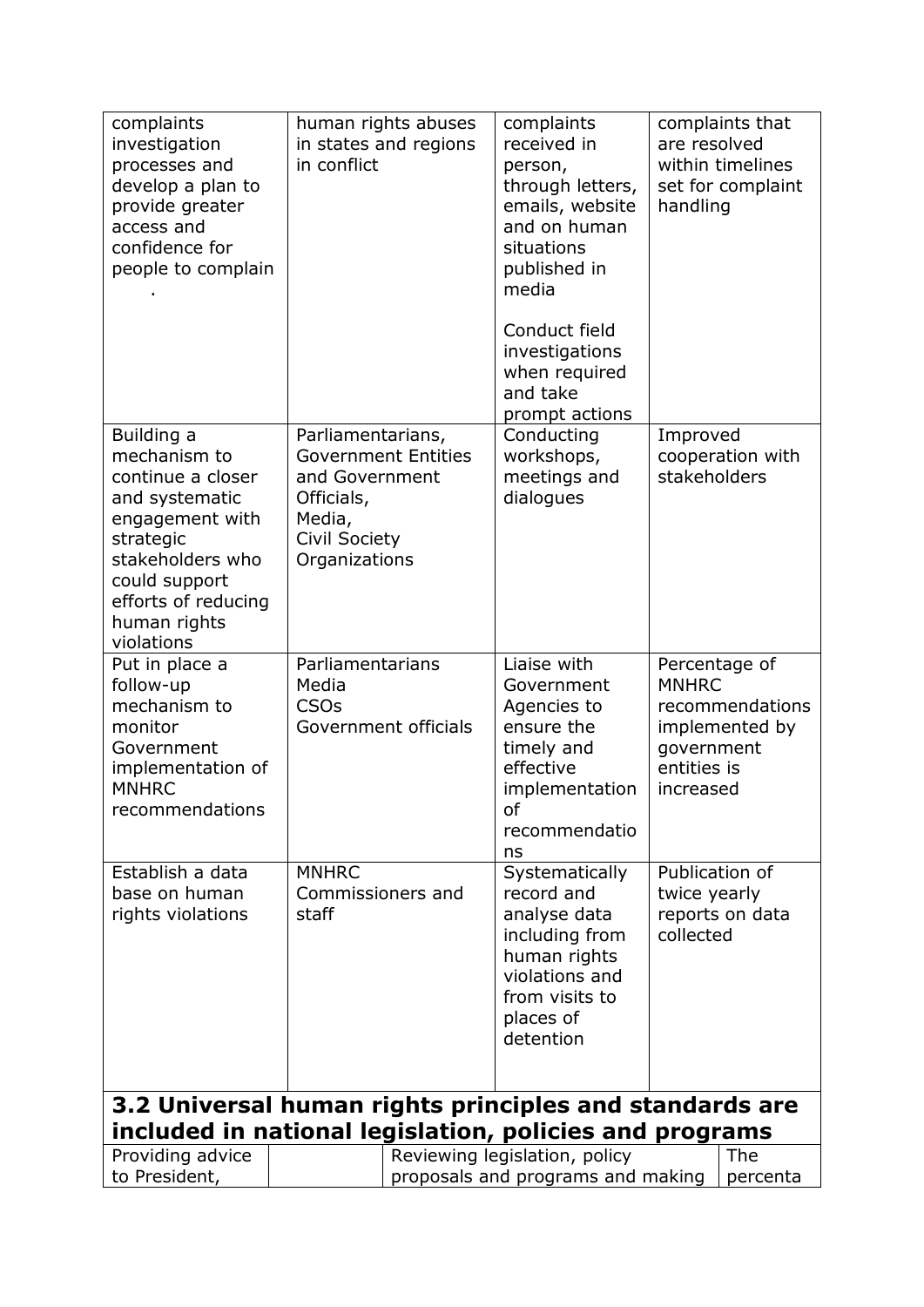| | | | |
|---|---|---|---|
| complaints investigation processes and develop a plan to provide greater access and confidence for people to complain . | human rights abuses in states and regions in conflict | complaints received in person, through letters, emails, website and on human situations published in media<br><br>Conduct field investigations when required and take prompt actions | complaints that are resolved within timelines set for complaint handling |
| Building a mechanism to continue a closer and systematic engagement with strategic stakeholders who could support efforts of reducing human rights violations | Parliamentarians, Government Entities and Government Officials, Media, Civil Society Organizations | Conducting workshops, meetings and dialogues | Improved cooperation with stakeholders |
| Put in place a follow-up mechanism to monitor Government implementation of MNHRC recommendations | Parliamentarians<br>Media<br>CSOs<br>Government officials | Liaise with Government Agencies to ensure the timely and effective implementation of recommendations | Percentage of MNHRC recommendations implemented by government entities is increased |
| Establish a data base on human rights violations | MNHRC Commissioners and staff | Systematically record and analyse data including from human rights violations and from visits to places of detention | Publication of twice yearly reports on data collected |

**3.2 Universal human rights principles and standards are included in national legislation, policies and programs**

| | | | |
|---|---|---|---|
| Providing advice to President, | | Reviewing legislation, policy proposals and programs and making | The percenta |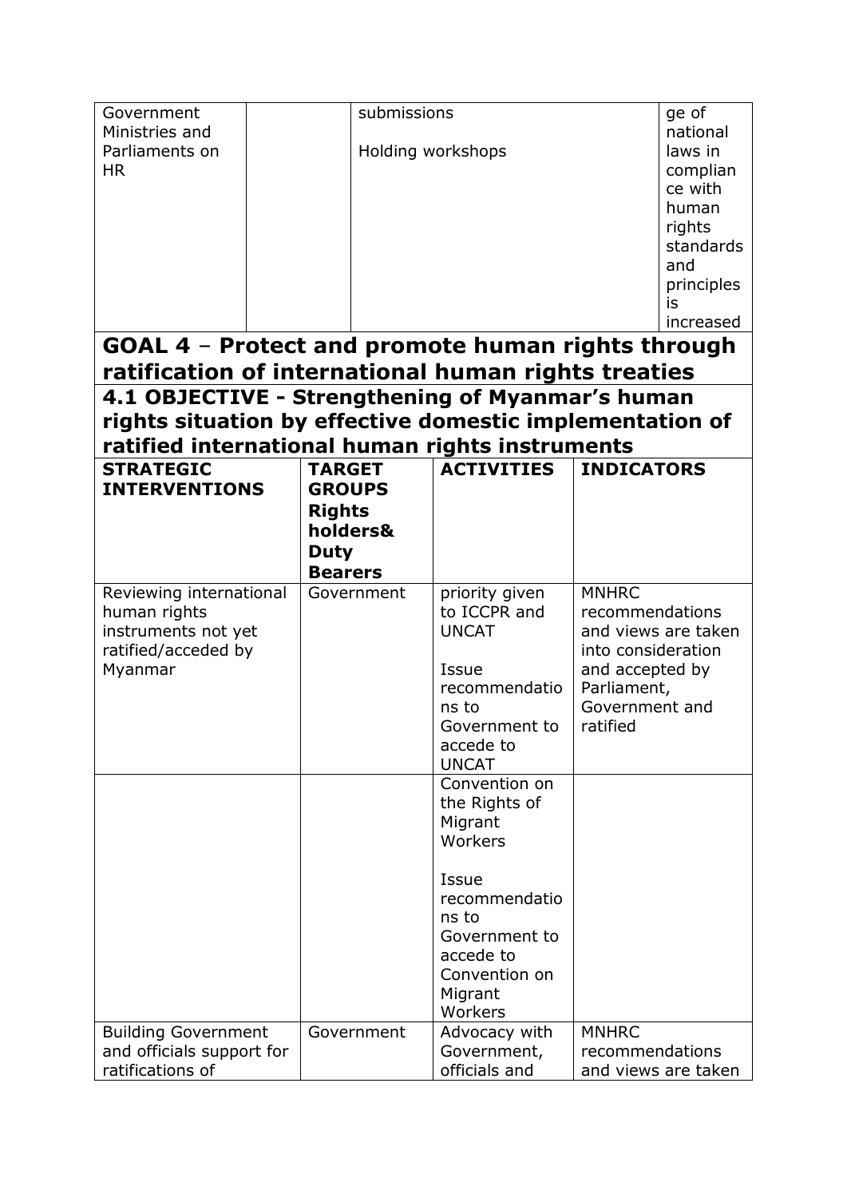| | | | |
|---|---|---|---|
| Government Ministries and Parliaments on HR | | submissions<br><br>Holding workshops | ge of national laws in complian ce with human rights standards and principles is increased |

## GOAL 4 – Protect and promote human rights through ratification of international human rights treaties

### 4.1 OBJECTIVE - Strengthening of Myanmar's human rights situation by effective domestic implementation of ratified international human rights instruments

| STRATEGIC INTERVENTIONS | TARGET GROUPS Rights holders& Duty Bearers | ACTIVITIES | INDICATORS |
|---|---|---|---|
| Reviewing international human rights instruments not yet ratified/acceded by Myanmar | Government | priority given to ICCPR and UNCAT<br><br>Issue recommendations to Government to accede to UNCAT | MNHRC recommendations and views are taken into consideration and accepted by Parliament, Government and ratified |
| | | Convention on the Rights of Migrant Workers<br><br>Issue recommendations to Government to accede to Convention on Migrant Workers | |
| Building Government and officials support for ratifications of | Government | Advocacy with Government, officials and | MNHRC recommendations and views are taken |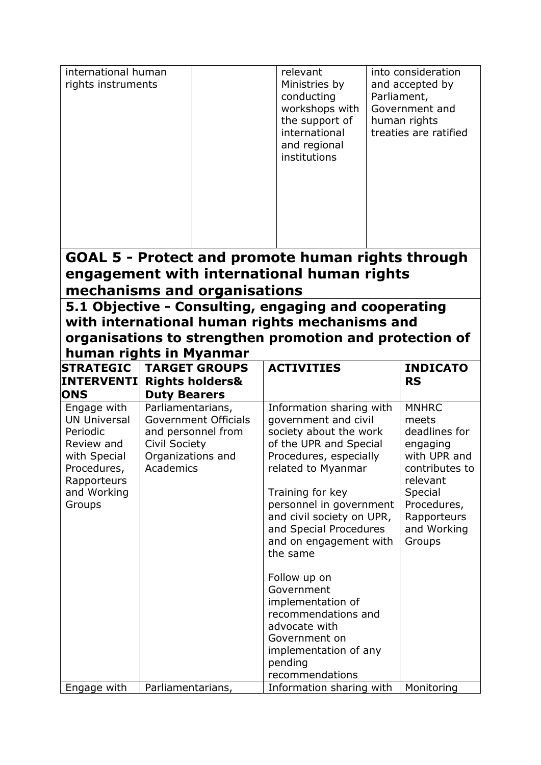| | | | |
|---|---|---|---|
| international human rights instruments | | relevant Ministries by conducting workshops with the support of international and regional institutions | into consideration and accepted by Parliament, Government and human rights treaties are ratified |

## GOAL 5 - Protect and promote human rights through engagement with international human rights mechanisms and organisations

### 5.1 Objective - Consulting, engaging and cooperating with international human rights mechanisms and organisations to strengthen promotion and protection of human rights in Myanmar

| STRATEGIC INTERVENTIONS | TARGET GROUPS Rights holders& Duty Bearers | ACTIVITIES | INDICATORS |
|---|---|---|---|
| Engage with UN Universal Periodic Review and with Special Procedures, Rapporteurs and Working Groups | Parliamentarians, Government Officials and personnel from Civil Society Organizations and Academics | Information sharing with government and civil society about the work of the UPR and Special Procedures, especially related to Myanmar<br><br>Training for key personnel in government and civil society on UPR, and Special Procedures and on engagement with the same<br><br>Follow up on Government implementation of recommendations and advocate with Government on implementation of any pending recommendations | MNHRC meets deadlines for engaging with UPR and contributes to relevant Special Procedures, Rapporteurs and Working Groups |
| Engage with | Parliamentarians, | Information sharing with | Monitoring |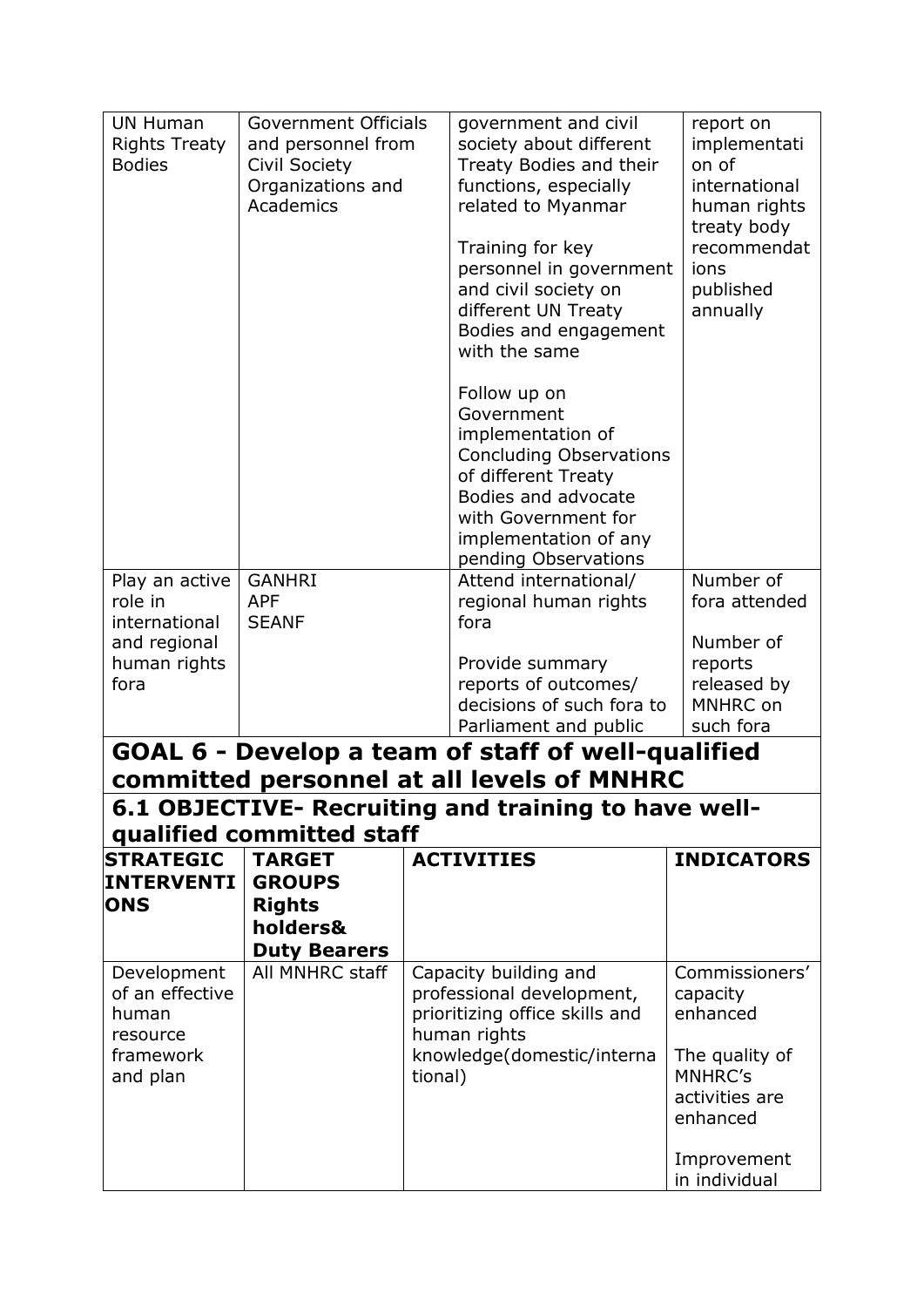| | | | |
|---|---|---|---|
| UN Human Rights Treaty Bodies | Government Officials and personnel from Civil Society Organizations and Academics | government and civil society about different Treaty Bodies and their functions, especially related to Myanmar<br><br>Training for key personnel in government and civil society on different UN Treaty Bodies and engagement with the same<br><br>Follow up on Government implementation of Concluding Observations of different Treaty Bodies and advocate with Government for implementation of any pending Observations | report on implementation of international human rights treaty body recommendations published annually |
| Play an active role in international and regional human rights fora | GANHRI<br>APF<br>SEANF | Attend international/ regional human rights fora<br><br>Provide summary reports of outcomes/ decisions of such fora to Parliament and public | Number of fora attended<br><br>Number of reports released by MNHRC on such fora |

## GOAL 6 - Develop a team of staff of well-qualified committed personnel at all levels of MNHRC

### 6.1 OBJECTIVE- Recruiting and training to have well-qualified committed staff

| STRATEGIC INTERVENTIONS | TARGET GROUPS Rights holders& Duty Bearers | ACTIVITIES | INDICATORS |
|---|---|---|---|
| Development of an effective human resource framework and plan | All MNHRC staff | Capacity building and professional development, prioritizing office skills and human rights knowledge(domestic/international) | Commissioners' capacity enhanced<br><br>The quality of MNHRC's activities are enhanced<br><br>Improvement in individual |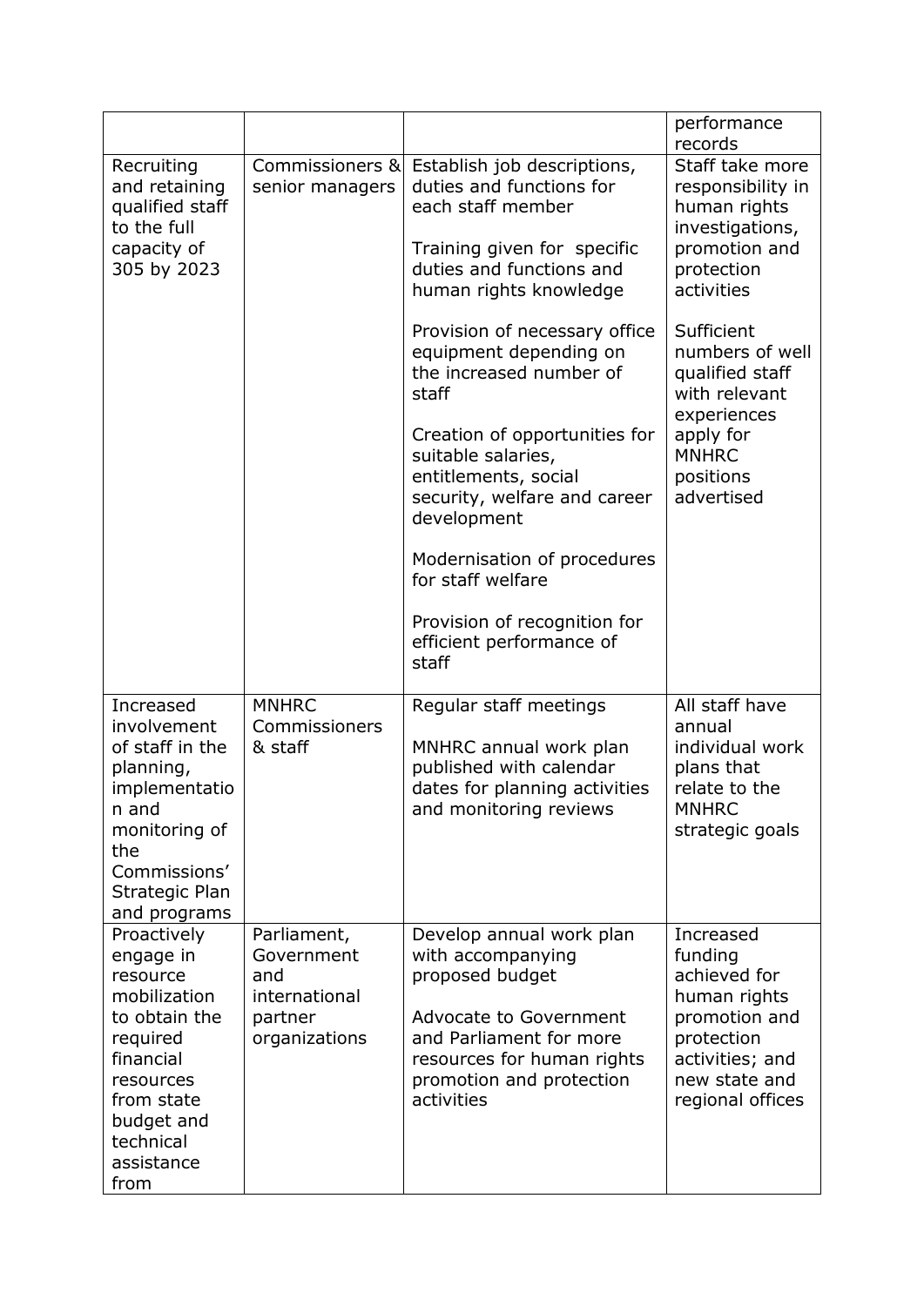| | | | performance records |
|---|---|---|---|
| Recruiting and retaining qualified staff to the full capacity of 305 by 2023 | Commissioners & senior managers | Establish job descriptions, duties and functions for each staff member<br><br>Training given for specific duties and functions and human rights knowledge<br><br>Provision of necessary office equipment depending on the increased number of staff<br><br>Creation of opportunities for suitable salaries, entitlements, social security, welfare and career development<br><br>Modernisation of procedures for staff welfare<br><br>Provision of recognition for efficient performance of staff | Staff take more responsibility in human rights investigations, promotion and protection activities<br><br>Sufficient numbers of well qualified staff with relevant experiences apply for MNHRC positions advertised |
| Increased involvement of staff in the planning, implementation and monitoring of the Commissions' Strategic Plan and programs | MNHRC Commissioners & staff | Regular staff meetings<br><br>MNHRC annual work plan published with calendar dates for planning activities and monitoring reviews | All staff have annual individual work plans that relate to the MNHRC strategic goals |
| Proactively engage in resource mobilization to obtain the required financial resources from state budget and technical assistance from | Parliament, Government and international partner organizations | Develop annual work plan with accompanying proposed budget<br><br>Advocate to Government and Parliament for more resources for human rights promotion and protection activities | Increased funding achieved for human rights promotion and protection activities; and new state and regional offices |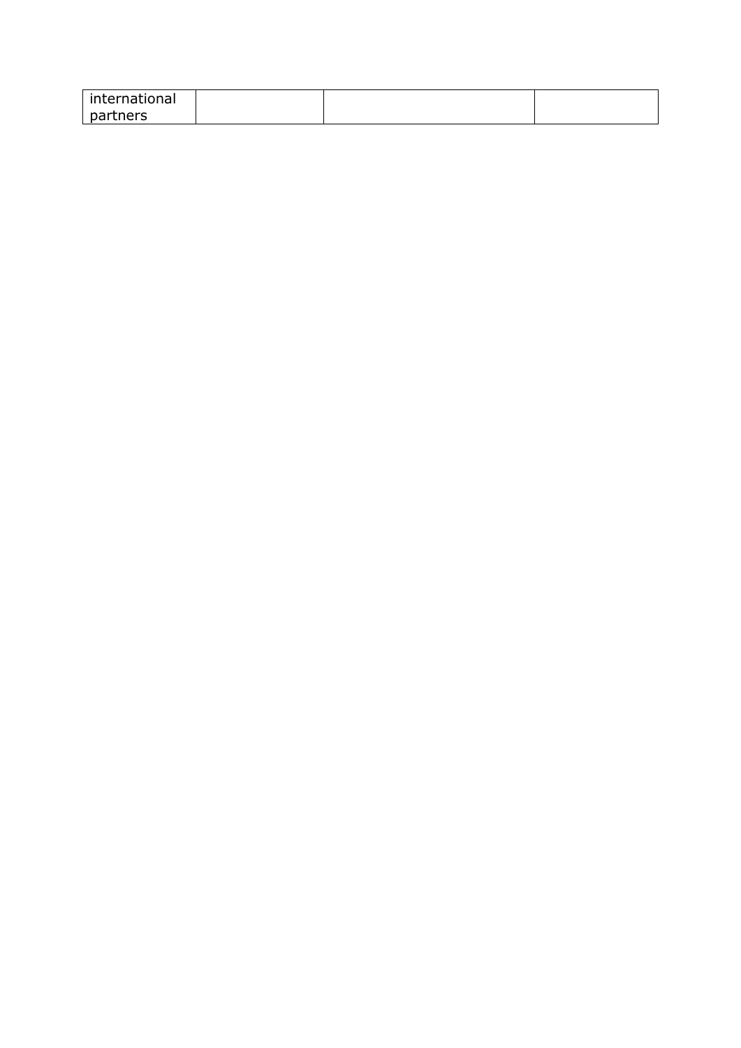| | | | |
|---|---|---|---|
| international partners | | | |